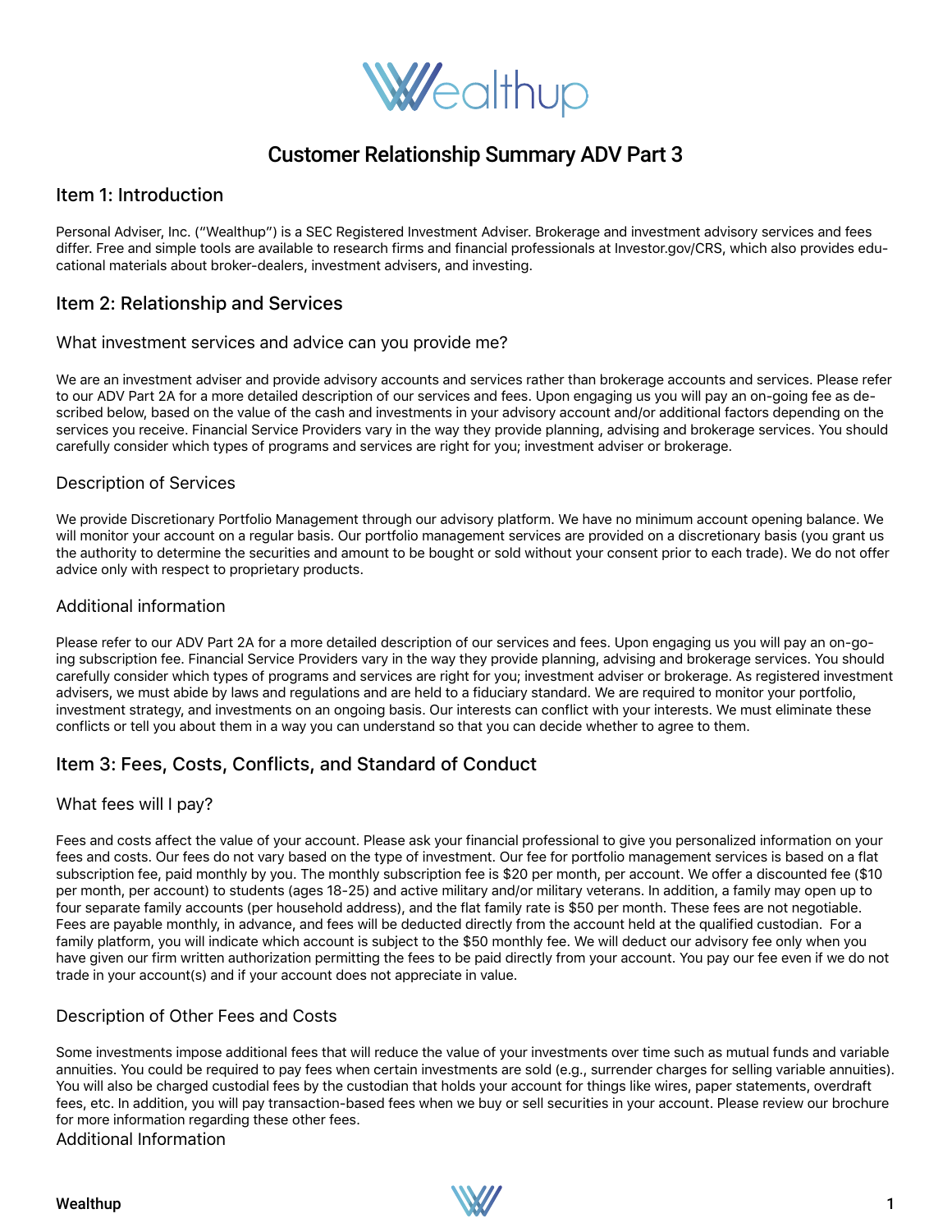# Customer Relationship Summary ADV Part 3

## Item 1: Introduction

Personal Adviser, Inc. ("Wealthup") is a SEC Registered Investment Adviser. Brokerage and investment advisory services and fees differ. Free and simple tools are available to research firms and financial professionals at Investor.gov/CRS, which also provides educational materials about broker-dealers, investment advisers, and investing.

## Item 2: Relationship and Services

### What investment services and advice can you provide me?

We are an investment adviser and provide advisory accounts and services rather than brokerage accounts and services. Please refer to our ADV Part 2A for a more detailed description of our services and fees. Upon engaging us you will pay an on-going fee as described below, based on the value of the cash and investments in your advisory account and/or additional factors depending on the services you receive. Financial Service Providers vary in the way they provide planning, advising and brokerage services. You should carefully consider which types of programs and services are right for you; investment adviser or brokerage.

### Description of Services

We provide Discretionary Portfolio Management through our advisory platform. We have no minimum account opening balance. We will monitor your account on a regular basis. Our portfolio management services are provided on a discretionary basis (you grant us the authority to determine the securities and amount to be bought or sold without your consent prior to each trade). We do not offer advice only with respect to proprietary products.

### Additional information

Please refer to our ADV Part 2A for a more detailed description of our services and fees. Upon engaging us you will pay an on-going subscription fee. Financial Service Providers vary in the way they provide planning, advising and brokerage services. You should carefully consider which types of programs and services are right for you; investment adviser or brokerage. As registered investment advisers, we must abide by laws and regulations and are held to a fiduciary standard. We are required to monitor your portfolio, investment strategy, and investments on an ongoing basis. Our interests can conflict with your interests. We must eliminate these conflicts or tell you about them in a way you can understand so that you can decide whether to agree to them.

## Item 3: Fees, Costs, Conflicts, and Standard of Conduct

### What fees will I pay?

Fees and costs affect the value of your account. Please ask your financial professional to give you personalized information on your fees and costs. Our fees do not vary based on the type of investment. Our fee for portfolio management services is based on a flat subscription fee, paid monthly by you. The monthly subscription fee is $20 per month, per account. We offer a discounted fee ($10 per month, per account) to students (ages 18-25) and active military and/or military veterans. In addition, a family may open up to four separate family accounts (per household address), and the flat family rate is $50 per month. These fees are not negotiable. Fees are payable monthly, in advance, and fees will be deducted directly from the account held at the qualified custodian. For a family platform, you will indicate which account is subject to the $50 monthly fee. We will deduct our advisory fee only when you have given our firm written authorization permitting the fees to be paid directly from your account. You pay our fee even if we do not trade in your account(s) and if your account does not appreciate in value.

### Description of Other Fees and Costs

Some investments impose additional fees that will reduce the value of your investments over time such as mutual funds and variable annuities. You could be required to pay fees when certain investments are sold (e.g., surrender charges for selling variable annuities). You will also be charged custodial fees by the custodian that holds your account for things like wires, paper statements, overdraft fees, etc. In addition, you will pay transaction-based fees when we buy or sell securities in your account. Please review our brochure for more information regarding these other fees.

### Additional Information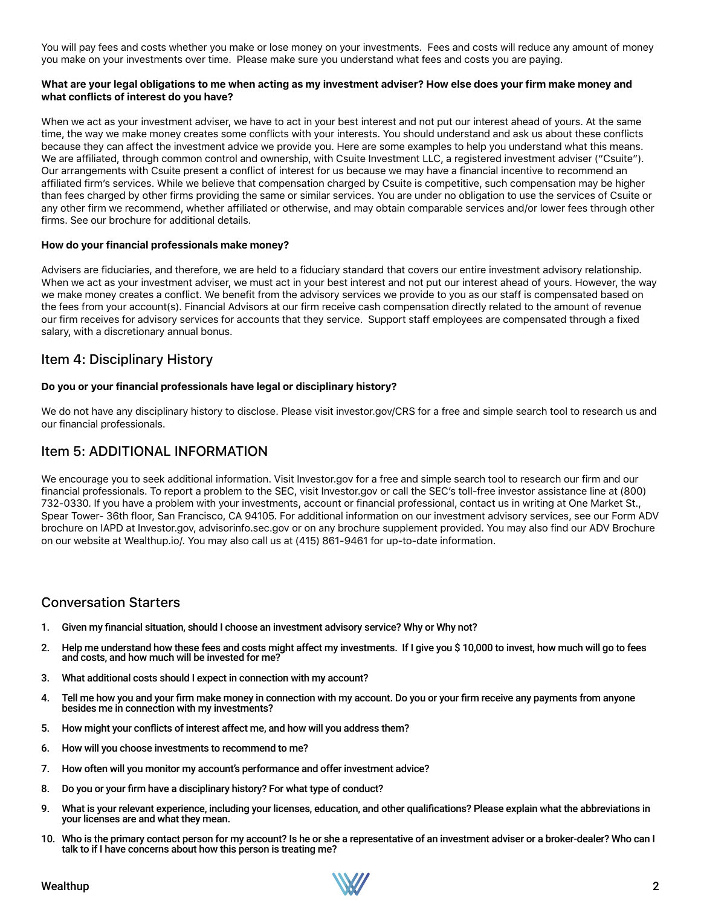You will pay fees and costs whether you make or lose money on your investments. Fees and costs will reduce any amount of money you make on your investments over time. Please make sure you understand what fees and costs you are paying.

**What are your legal obligations to me when acting as my investment adviser? How else does your firm make money and what conflicts of interest do you have?**

When we act as your investment adviser, we have to act in your best interest and not put our interest ahead of yours. At the same time, the way we make money creates some conflicts with your interests. You should understand and ask us about these conflicts because they can affect the investment advice we provide you. Here are some examples to help you understand what this means. We are affiliated, through common control and ownership, with Csuite Investment LLC, a registered investment adviser ("Csuite"). Our arrangements with Csuite present a conflict of interest for us because we may have a financial incentive to recommend an affiliated firm's services. While we believe that compensation charged by Csuite is competitive, such compensation may be higher than fees charged by other firms providing the same or similar services. You are under no obligation to use the services of Csuite or any other firm we recommend, whether affiliated or otherwise, and may obtain comparable services and/or lower fees through other firms. See our brochure for additional details.

**How do your financial professionals make money?**

Advisers are fiduciaries, and therefore, we are held to a fiduciary standard that covers our entire investment advisory relationship. When we act as your investment adviser, we must act in your best interest and not put our interest ahead of yours. However, the way we make money creates a conflict. We benefit from the advisory services we provide to you as our staff is compensated based on the fees from your account(s). Financial Advisors at our firm receive cash compensation directly related to the amount of revenue our firm receives for advisory services for accounts that they service. Support staff employees are compensated through a fixed salary, with a discretionary annual bonus.

## Item 4: Disciplinary History

**Do you or your financial professionals have legal or disciplinary history?**

We do not have any disciplinary history to disclose. Please visit investor.gov/CRS for a free and simple search tool to research us and our financial professionals.

## Item 5: ADDITIONAL INFORMATION

We encourage you to seek additional information. Visit Investor.gov for a free and simple search tool to research our firm and our financial professionals. To report a problem to the SEC, visit Investor.gov or call the SEC's toll-free investor assistance line at (800) 732-0330. If you have a problem with your investments, account or financial professional, contact us in writing at One Market St., Spear Tower- 36th floor, San Francisco, CA 94105. For additional information on our investment advisory services, see our Form ADV brochure on IAPD at Investor.gov, advisorinfo.sec.gov or on any brochure supplement provided. You may also find our ADV Brochure on our website at Wealthup.io/. You may also call us at (415) 861-9461 for up-to-date information.

## Conversation Starters

1. Given my financial situation, should I choose an investment advisory service? Why or Why not?
2. Help me understand how these fees and costs might affect my investments. If I give you $ 10,000 to invest, how much will go to fees and costs, and how much will be invested for me?
3. What additional costs should I expect in connection with my account?
4. Tell me how you and your firm make money in connection with my account. Do you or your firm receive any payments from anyone besides me in connection with my investments?
5. How might your conflicts of interest affect me, and how will you address them?
6. How will you choose investments to recommend to me?
7. How often will you monitor my account's performance and offer investment advice?
8. Do you or your firm have a disciplinary history? For what type of conduct?
9. What is your relevant experience, including your licenses, education, and other qualifications? Please explain what the abbreviations in your licenses are and what they mean.
10. Who is the primary contact person for my account? Is he or she a representative of an investment adviser or a broker-dealer? Who can I talk to if I have concerns about how this person is treating me?